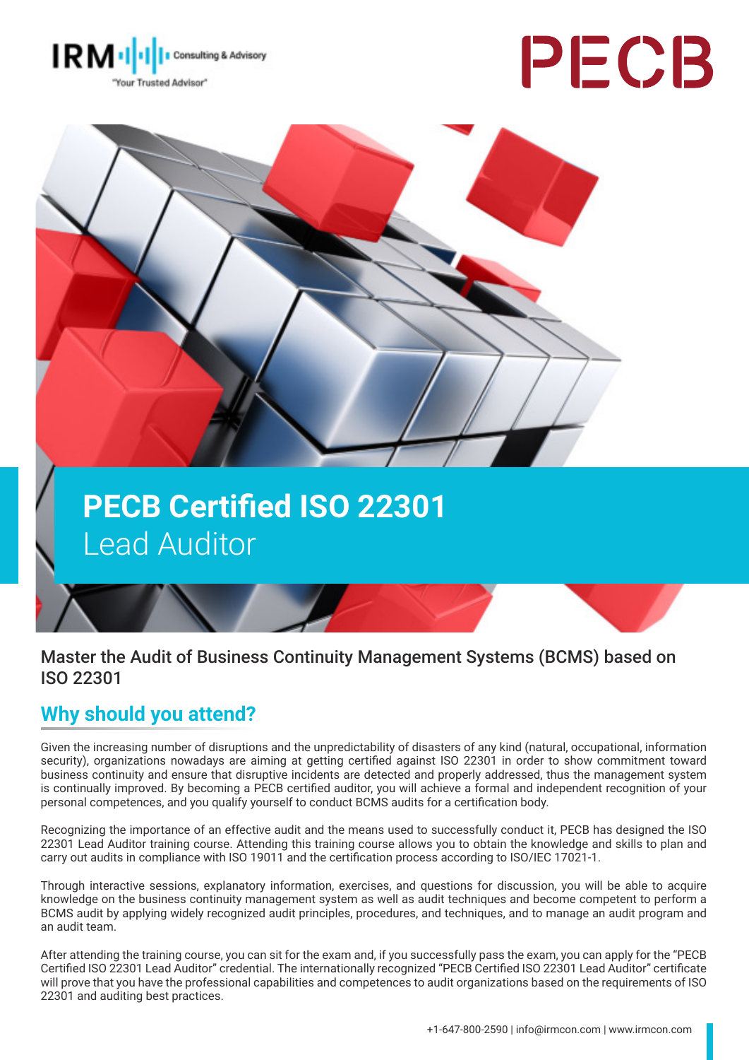IRM Consulting & Advisory "Your Trusted Advisor"

PECB

# PECB Certified ISO 22301 Lead Auditor

Master the Audit of Business Continuity Management Systems (BCMS) based on ISO 22301

## Why should you attend?

Given the increasing number of disruptions and the unpredictability of disasters of any kind (natural, occupational, information security), organizations nowadays are aiming at getting certified against ISO 22301 in order to show commitment toward business continuity and ensure that disruptive incidents are detected and properly addressed, thus the management system is continually improved. By becoming a PECB certified auditor, you will achieve a formal and independent recognition of your personal competences, and you qualify yourself to conduct BCMS audits for a certification body.

Recognizing the importance of an effective audit and the means used to successfully conduct it, PECB has designed the ISO 22301 Lead Auditor training course. Attending this training course allows you to obtain the knowledge and skills to plan and carry out audits in compliance with ISO 19011 and the certification process according to ISO/IEC 17021-1.

Through interactive sessions, explanatory information, exercises, and questions for discussion, you will be able to acquire knowledge on the business continuity management system as well as audit techniques and become competent to perform a BCMS audit by applying widely recognized audit principles, procedures, and techniques, and to manage an audit program and an audit team.

After attending the training course, you can sit for the exam and, if you successfully pass the exam, you can apply for the "PECB Certified ISO 22301 Lead Auditor" credential. The internationally recognized "PECB Certified ISO 22301 Lead Auditor" certificate will prove that you have the professional capabilities and competences to audit organizations based on the requirements of ISO 22301 and auditing best practices.

+1-647-800-2590 | info@irmcon.com | www.irmcon.com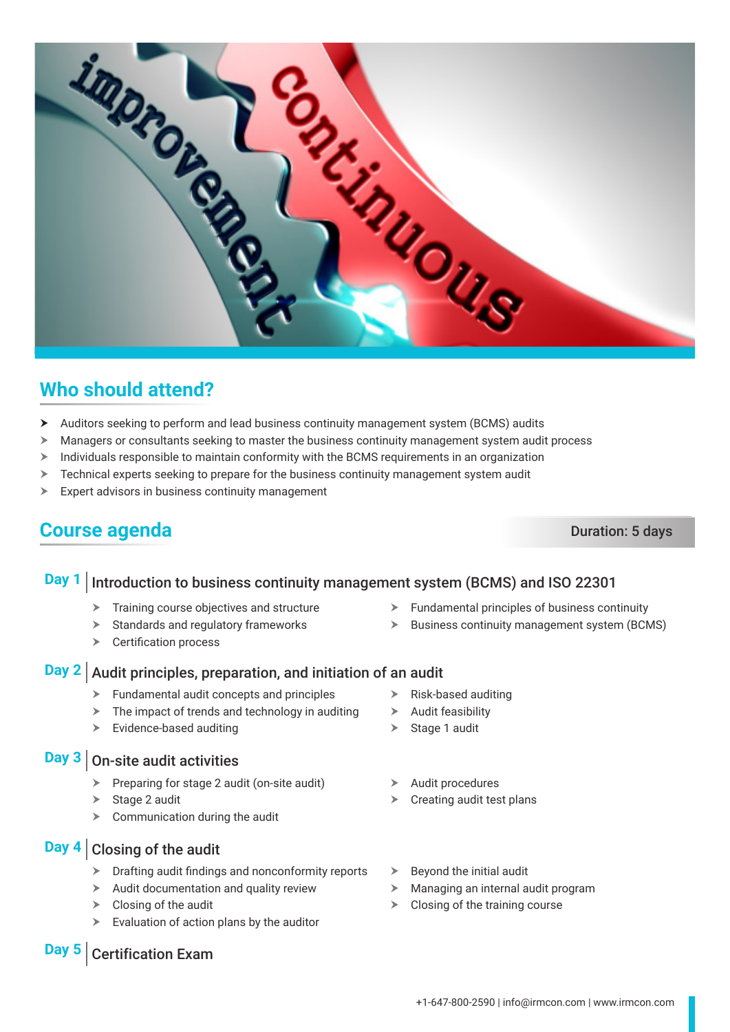## Who should attend?

- Auditors seeking to perform and lead business continuity management system (BCMS) audits
- Managers or consultants seeking to master the business continuity management system audit process
- Individuals responsible to maintain conformity with the BCMS requirements in an organization
- Technical experts seeking to prepare for the business continuity management system audit
- Expert advisors in business continuity management

## Course agenda

**Duration: 5 days**

### Day 1 | Introduction to business continuity management system (BCMS) and ISO 22301

- Training course objectives and structure
- Standards and regulatory frameworks
- Certification process
- Fundamental principles of business continuity
- Business continuity management system (BCMS)

### Day 2 | Audit principles, preparation, and initiation of an audit

- Fundamental audit concepts and principles
- The impact of trends and technology in auditing
- Evidence-based auditing
- Risk-based auditing
- Audit feasibility
- Stage 1 audit

### Day 3 | On-site audit activities

- Preparing for stage 2 audit (on-site audit)
- Stage 2 audit
- Communication during the audit
- Audit procedures
- Creating audit test plans

### Day 4 | Closing of the audit

- Drafting audit findings and nonconformity reports
- Audit documentation and quality review
- Closing of the audit
- Evaluation of action plans by the auditor
- Beyond the initial audit
- Managing an internal audit program
- Closing of the training course

### Day 5 | Certification Exam

+1-647-800-2590 | info@irmcon.com | www.irmcon.com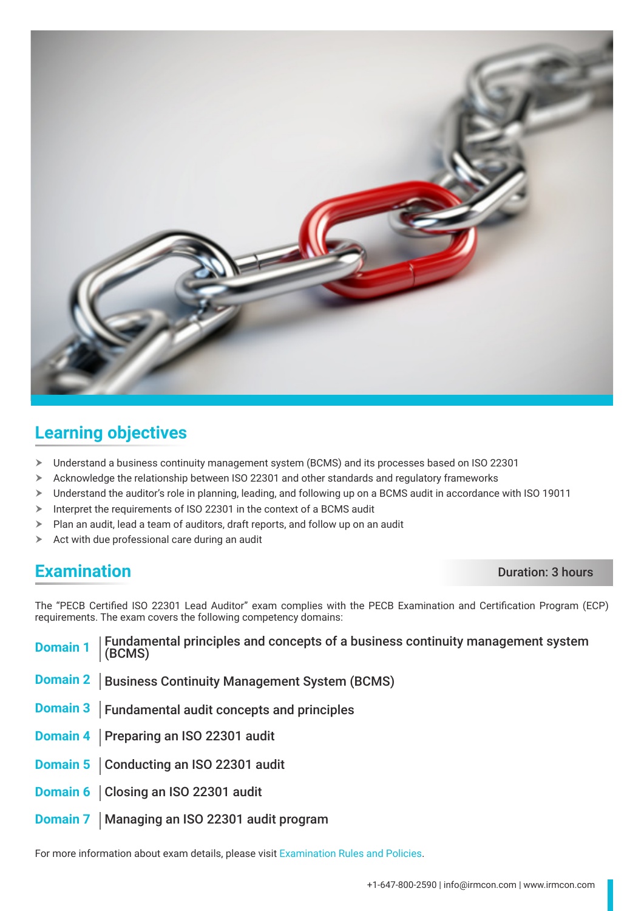## Learning objectives

- Understand a business continuity management system (BCMS) and its processes based on ISO 22301
- Acknowledge the relationship between ISO 22301 and other standards and regulatory frameworks
- Understand the auditor's role in planning, leading, and following up on a BCMS audit in accordance with ISO 19011
- Interpret the requirements of ISO 22301 in the context of a BCMS audit
- Plan an audit, lead a team of auditors, draft reports, and follow up on an audit
- Act with due professional care during an audit

## Examination

Duration: 3 hours

The "PECB Certified ISO 22301 Lead Auditor" exam complies with the PECB Examination and Certification Program (ECP) requirements. The exam covers the following competency domains:

**Domain 1** | Fundamental principles and concepts of a business continuity management system (BCMS)

**Domain 2** | Business Continuity Management System (BCMS)

**Domain 3** | Fundamental audit concepts and principles

**Domain 4** | Preparing an ISO 22301 audit

**Domain 5** | Conducting an ISO 22301 audit

**Domain 6** | Closing an ISO 22301 audit

**Domain 7** | Managing an ISO 22301 audit program

For more information about exam details, please visit Examination Rules and Policies.

+1-647-800-2590 | info@irmcon.com | www.irmcon.com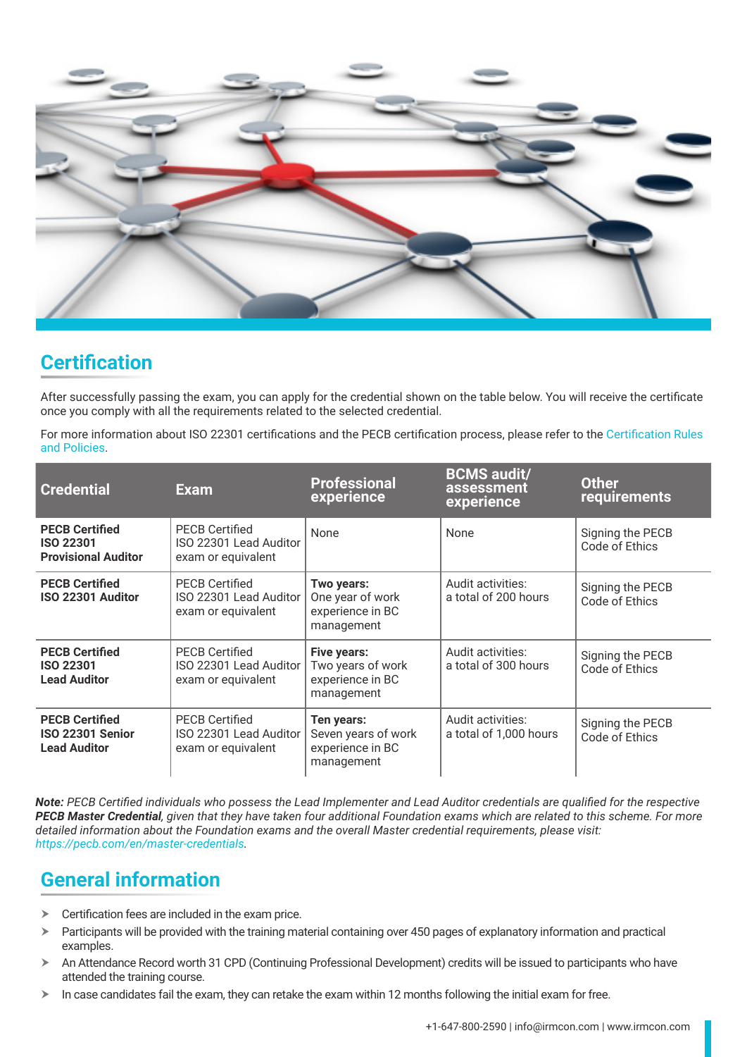## Certification

After successfully passing the exam, you can apply for the credential shown on the table below. You will receive the certificate once you comply with all the requirements related to the selected credential.

For more information about ISO 22301 certifications and the PECB certification process, please refer to the Certification Rules and Policies.

| Credential | Exam | Professional experience | BCMS audit/ assessment experience | Other requirements |
|---|---|---|---|---|
| **PECB Certified ISO 22301 Provisional Auditor** | PECB Certified ISO 22301 Lead Auditor exam or equivalent | None | None | Signing the PECB Code of Ethics |
| **PECB Certified ISO 22301 Auditor** | PECB Certified ISO 22301 Lead Auditor exam or equivalent | **Two years:** One year of work experience in BC management | Audit activities: a total of 200 hours | Signing the PECB Code of Ethics |
| **PECB Certified ISO 22301 Lead Auditor** | PECB Certified ISO 22301 Lead Auditor exam or equivalent | **Five years:** Two years of work experience in BC management | Audit activities: a total of 300 hours | Signing the PECB Code of Ethics |
| **PECB Certified ISO 22301 Senior Lead Auditor** | PECB Certified ISO 22301 Lead Auditor exam or equivalent | **Ten years:** Seven years of work experience in BC management | Audit activities: a total of 1,000 hours | Signing the PECB Code of Ethics |

***Note:*** *PECB Certified individuals who possess the Lead Implementer and Lead Auditor credentials are qualified for the respective* ***PECB Master Credential****, given that they have taken four additional Foundation exams which are related to this scheme. For more detailed information about the Foundation exams and the overall Master credential requirements, please visit: https://pecb.com/en/master-credentials.*

## General information

- Certification fees are included in the exam price.
- Participants will be provided with the training material containing over 450 pages of explanatory information and practical examples.
- An Attendance Record worth 31 CPD (Continuing Professional Development) credits will be issued to participants who have attended the training course.
- In case candidates fail the exam, they can retake the exam within 12 months following the initial exam for free.

+1-647-800-2590 | info@irmcon.com | www.irmcon.com